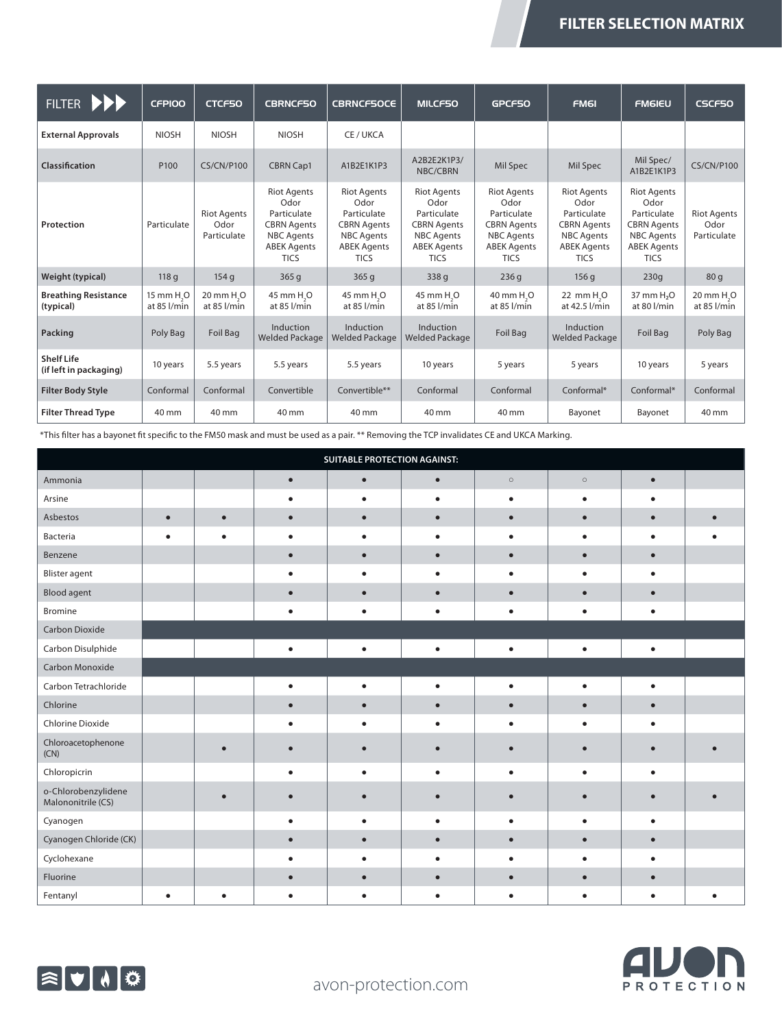# FILTER SELECTION MATRIX

| FILTER | CFP100 | CTCF50 | CBRNCF50 | CBRNCF50CE | MILCF50 | GPCF50 | FM61 | FM61EU | CSCF50 |
|---|---|---|---|---|---|---|---|---|---|
| **External Approvals** | NIOSH | NIOSH | NIOSH | CE / UKCA | | | | | |
| **Classification** | P100 | CS/CN/P100 | CBRN Cap1 | A1B2E1K1P3 | A2B2E2K1P3/ NBC/CBRN | Mil Spec | Mil Spec | Mil Spec/ A1B2E1K1P3 | CS/CN/P100 |
| **Protection** | Particulate | Riot Agents Odor Particulate | Riot Agents Odor Particulate CBRN Agents NBC Agents ABEK Agents TICS | Riot Agents Odor Particulate CBRN Agents NBC Agents ABEK Agents TICS | Riot Agents Odor Particulate CBRN Agents NBC Agents ABEK Agents TICS | Riot Agents Odor Particulate CBRN Agents NBC Agents ABEK Agents TICS | Riot Agents Odor Particulate CBRN Agents NBC Agents ABEK Agents TICS | Riot Agents Odor Particulate CBRN Agents NBC Agents ABEK Agents TICS | Riot Agents Odor Particulate |
| **Weight (typical)** | 118 g | 154 g | 365 g | 365 g | 338 g | 236 g | 156 g | 230g | 80 g |
| **Breathing Resistance (typical)** | 15 mm $H_2O$ at 85 l/min | 20 mm $H_2O$ at 85 l/min | 45 mm $H_2O$ at 85 l/min | 45 mm $H_2O$ at 85 l/min | 45 mm $H_2O$ at 85 l/min | 40 mm $H_2O$ at 85 l/min | 22 mm $H_2O$ at 42.5 l/min | 37 mm $H_2O$ at 80 l/min | 20 mm $H_2O$ at 85 l/min |
| **Packing** | Poly Bag | Foil Bag | Induction Welded Package | Induction Welded Package | Induction Welded Package | Foil Bag | Induction Welded Package | Foil Bag | Poly Bag |
| **Shelf Life (if left in packaging)** | 10 years | 5.5 years | 5.5 years | 5.5 years | 10 years | 5 years | 5 years | 10 years | 5 years |
| **Filter Body Style** | Conformal | Conformal | Convertible | Convertible** | Conformal | Conformal | Conformal* | Conformal* | Conformal |
| **Filter Thread Type** | 40 mm | 40 mm | 40 mm | 40 mm | 40 mm | 40 mm | Bayonet | Bayonet | 40 mm |

*This filter has a bayonet fit specific to the FM50 mask and must be used as a pair. ** Removing the TCP invalidates CE and UKCA Marking.

| SUITABLE PROTECTION AGAINST: | CFP100 | CTCF50 | CBRNCF50 | CBRNCF50CE | MILCF50 | GPCF50 | FM61 | FM61EU | CSCF50 |
|---|---|---|---|---|---|---|---|---|---|
| Ammonia | | | ● | ● | ● | ○ | ○ | ● | |
| Arsine | | | ● | ● | ● | ● | ● | ● | |
| Asbestos | ● | ● | ● | ● | ● | ● | ● | ● | ● |
| Bacteria | ● | ● | ● | ● | ● | ● | ● | ● | ● |
| Benzene | | | ● | ● | ● | ● | ● | ● | |
| Blister agent | | | ● | ● | ● | ● | ● | ● | |
| Blood agent | | | ● | ● | ● | ● | ● | ● | |
| Bromine | | | ● | ● | ● | ● | ● | ● | |
| Carbon Dioxide | | | | | | | | | |
| Carbon Disulphide | | | ● | ● | ● | ● | ● | ● | |
| Carbon Monoxide | | | | | | | | | |
| Carbon Tetrachloride | | | ● | ● | ● | ● | ● | ● | |
| Chlorine | | | ● | ● | ● | ● | ● | ● | |
| Chlorine Dioxide | | | ● | ● | ● | ● | ● | ● | |
| Chloroacetophenone (CN) | | ● | ● | ● | ● | ● | ● | ● | ● |
| Chloropicrin | | | ● | ● | ● | ● | ● | ● | |
| o-Chlorobenzylidene Malononitrile (CS) | | ● | ● | ● | ● | ● | ● | ● | ● |
| Cyanogen | | | ● | ● | ● | ● | ● | ● | |
| Cyanogen Chloride (CK) | | | ● | ● | ● | ● | ● | ● | |
| Cyclohexane | | | ● | ● | ● | ● | ● | ● | |
| Fluorine | | | ● | ● | ● | ● | ● | ● | |
| Fentanyl | ● | ● | ● | ● | ● | ● | ● | ● | ● |

avon-protection.com

AVON PROTECTION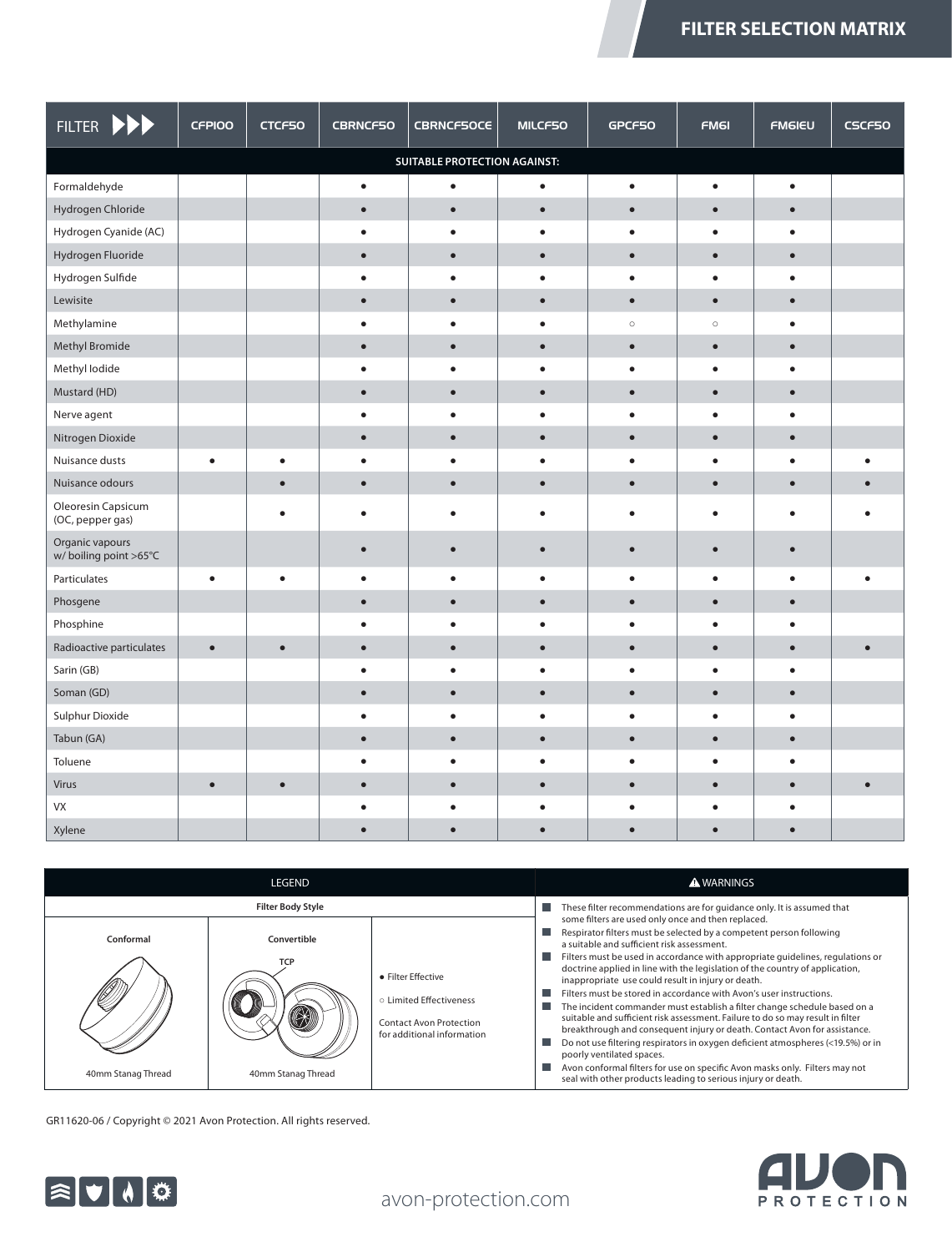# FILTER SELECTION MATRIX

| FILTER | CFP100 | CTCF50 | CBRNCF50 | CBRNCF50CE | MILCF50 | GPCF50 | FM61 | FM61EU | CSCF50 |
|---|---|---|---|---|---|---|---|---|---|
| **SUITABLE PROTECTION AGAINST:** | | | | | | | | | |
| Formaldehyde | | | ● | ● | ● | ● | ● | ● | |
| Hydrogen Chloride | | | ● | ● | ● | ● | ● | ● | |
| Hydrogen Cyanide (AC) | | | ● | ● | ● | ● | ● | ● | |
| Hydrogen Fluoride | | | ● | ● | ● | ● | ● | ● | |
| Hydrogen Sulfide | | | ● | ● | ● | ● | ● | ● | |
| Lewisite | | | ● | ● | ● | ● | ● | ● | |
| Methylamine | | | ● | ● | ● | ○ | ○ | ● | |
| Methyl Bromide | | | ● | ● | ● | ● | ● | ● | |
| Methyl Iodide | | | ● | ● | ● | ● | ● | ● | |
| Mustard (HD) | | | ● | ● | ● | ● | ● | ● | |
| Nerve agent | | | ● | ● | ● | ● | ● | ● | |
| Nitrogen Dioxide | | | ● | ● | ● | ● | ● | ● | |
| Nuisance dusts | ● | ● | ● | ● | ● | ● | ● | ● | ● |
| Nuisance odours | | ● | ● | ● | ● | ● | ● | ● | ● |
| Oleoresin Capsicum (OC, pepper gas) | | ● | ● | ● | ● | ● | ● | ● | ● |
| Organic vapours w/ boiling point >65°C | | | ● | ● | ● | ● | ● | ● | |
| Particulates | ● | ● | ● | ● | ● | ● | ● | ● | ● |
| Phosgene | | | ● | ● | ● | ● | ● | ● | |
| Phosphine | | | ● | ● | ● | ● | ● | ● | |
| Radioactive particulates | ● | ● | ● | ● | ● | ● | ● | ● | ● |
| Sarin (GB) | | | ● | ● | ● | ● | ● | ● | |
| Soman (GD) | | | ● | ● | ● | ● | ● | ● | |
| Sulphur Dioxide | | | ● | ● | ● | ● | ● | ● | |
| Tabun (GA) | | | ● | ● | ● | ● | ● | ● | |
| Toluene | | | ● | ● | ● | ● | ● | ● | |
| Virus | ● | ● | ● | ● | ● | ● | ● | ● | ● |
| VX | | | ● | ● | ● | ● | ● | ● | |
| Xylene | | | ● | ● | ● | ● | ● | ● | |

## LEGEND

**Filter Body Style**

| Conformal | Convertible | |
|---|---|---|
| | TCP | ● Filter Effective<br>○ Limited Effectiveness<br>Contact Avon Protection for additional information |
| 40mm Stanag Thread | 40mm Stanag Thread | |

## ⚠ WARNINGS

- These filter recommendations are for guidance only. It is assumed that some filters are used only once and then replaced.
- Respirator filters must be selected by a competent person following a suitable and sufficient risk assessment.
- Filters must be used in accordance with appropriate guidelines, regulations or doctrine applied in line with the legislation of the country of application, inappropriate use could result in injury or death.
- Filters must be stored in accordance with Avon's user instructions.
- The incident commander must establish a filter change schedule based on a suitable and sufficient risk assessment. Failure to do so may result in filter breakthrough and consequent injury or death. Contact Avon for assistance.
- Do not use filtering respirators in oxygen deficient atmospheres (<19.5%) or in poorly ventilated spaces.
- Avon conformal filters for use on specific Avon masks only. Filters may not seal with other products leading to serious injury or death.

GR11620-06 / Copyright © 2021 Avon Protection. All rights reserved.

avon-protection.com

AVON PROTECTION